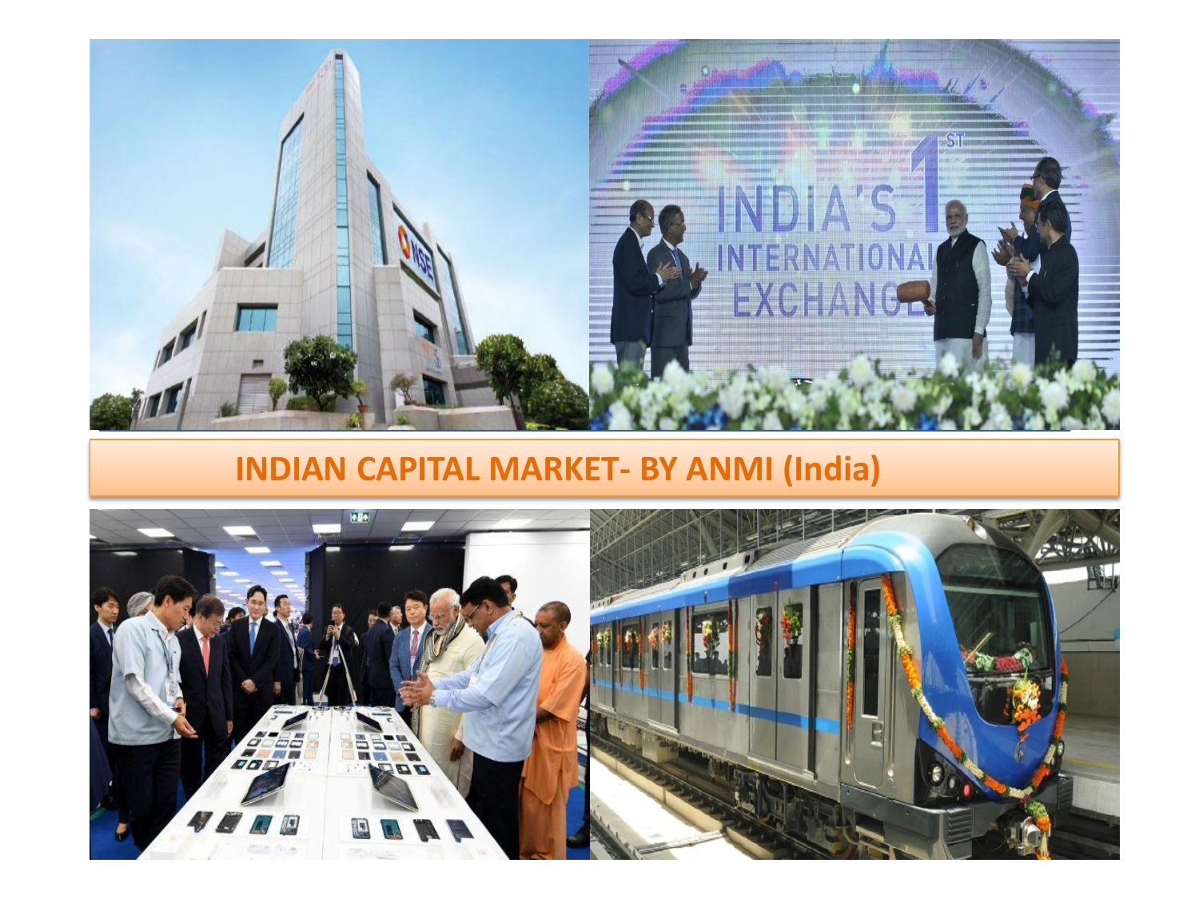# INDIAN CAPITAL MARKET- BY ANMI (India)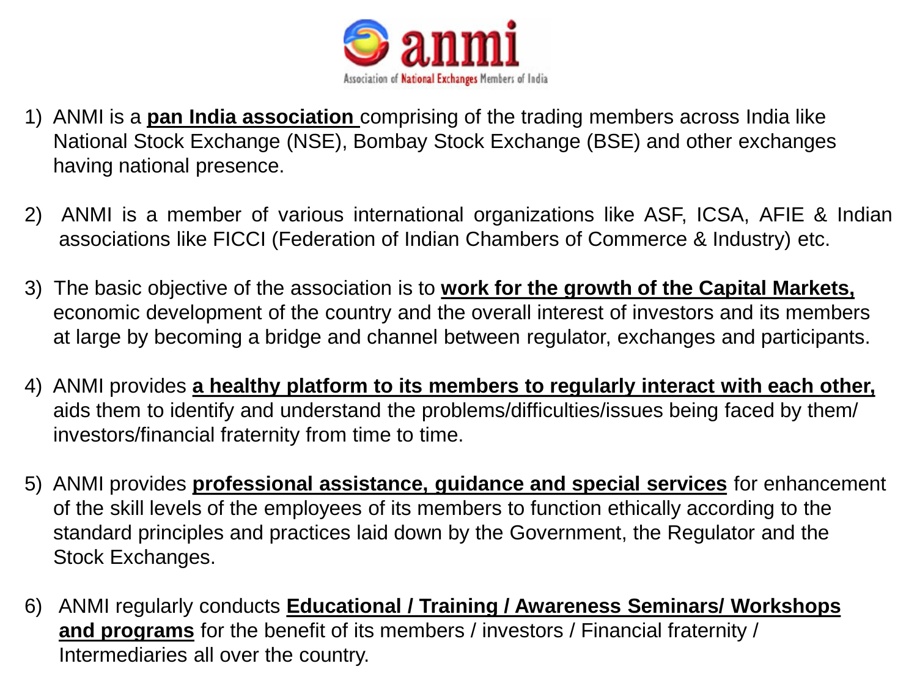anmi

Association of National Exchanges Members of India

1) ANMI is a **pan India association** comprising of the trading members across India like National Stock Exchange (NSE), Bombay Stock Exchange (BSE) and other exchanges having national presence.

2) ANMI is a member of various international organizations like ASF, ICSA, AFIE & Indian associations like FICCI (Federation of Indian Chambers of Commerce & Industry) etc.

3) The basic objective of the association is to **work for the growth of the Capital Markets,** economic development of the country and the overall interest of investors and its members at large by becoming a bridge and channel between regulator, exchanges and participants.

4) ANMI provides **a healthy platform to its members to regularly interact with each other,** aids them to identify and understand the problems/difficulties/issues being faced by them/ investors/financial fraternity from time to time.

5) ANMI provides **professional assistance, guidance and special services** for enhancement of the skill levels of the employees of its members to function ethically according to the standard principles and practices laid down by the Government, the Regulator and the Stock Exchanges.

6) ANMI regularly conducts **Educational / Training / Awareness Seminars/ Workshops and programs** for the benefit of its members / investors / Financial fraternity / Intermediaries all over the country.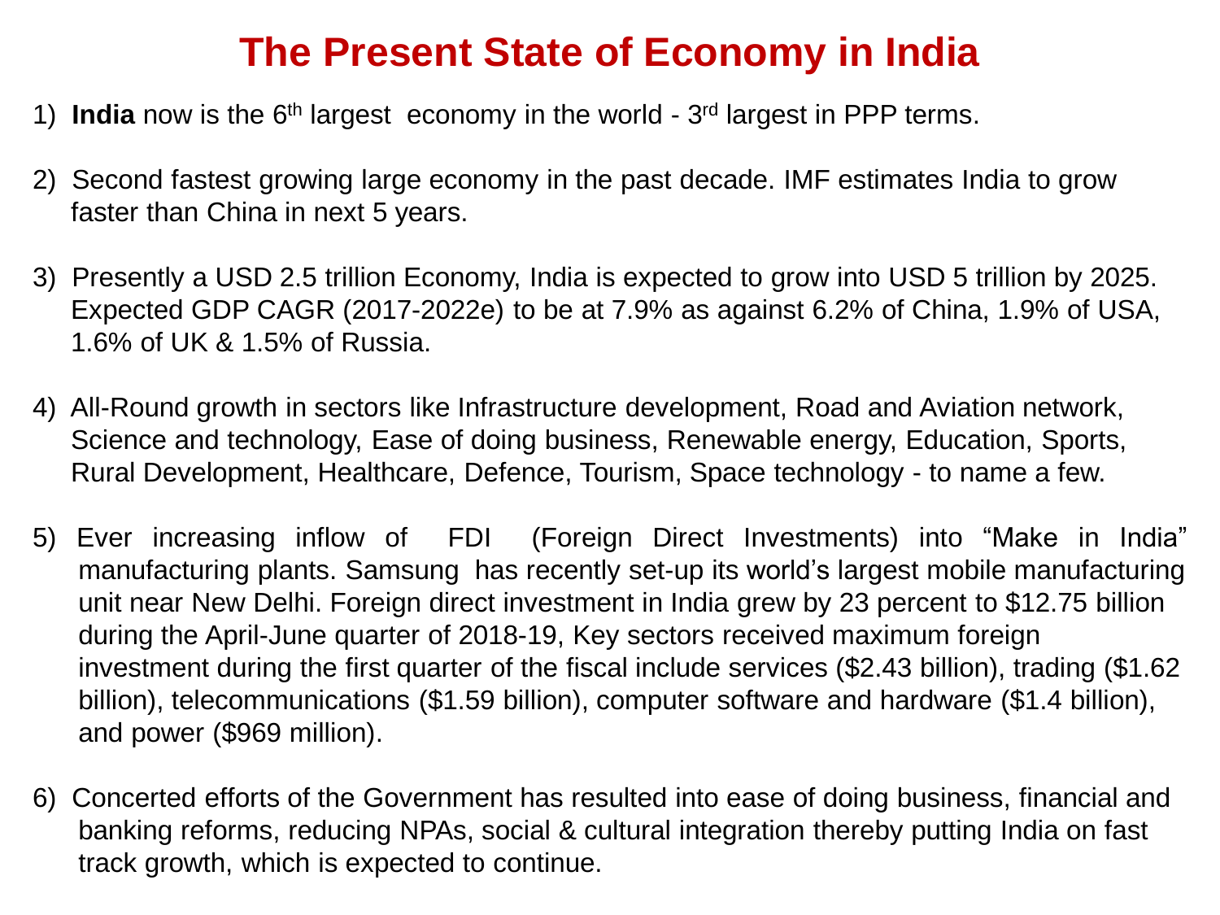# The Present State of Economy in India

1) **India** now is the 6th largest economy in the world - 3rd largest in PPP terms.

2) Second fastest growing large economy in the past decade. IMF estimates India to grow faster than China in next 5 years.

3) Presently a USD 2.5 trillion Economy, India is expected to grow into USD 5 trillion by 2025. Expected GDP CAGR (2017-2022e) to be at 7.9% as against 6.2% of China, 1.9% of USA, 1.6% of UK & 1.5% of Russia.

4) All-Round growth in sectors like Infrastructure development, Road and Aviation network, Science and technology, Ease of doing business, Renewable energy, Education, Sports, Rural Development, Healthcare, Defence, Tourism, Space technology - to name a few.

5) Ever increasing inflow of FDI (Foreign Direct Investments) into "Make in India" manufacturing plants. Samsung has recently set-up its world's largest mobile manufacturing unit near New Delhi. Foreign direct investment in India grew by 23 percent to $12.75 billion during the April-June quarter of 2018-19, Key sectors received maximum foreign investment during the first quarter of the fiscal include services ($2.43 billion), trading ($1.62 billion), telecommunications ($1.59 billion), computer software and hardware ($1.4 billion), and power ($969 million).

6) Concerted efforts of the Government has resulted into ease of doing business, financial and banking reforms, reducing NPAs, social & cultural integration thereby putting India on fast track growth, which is expected to continue.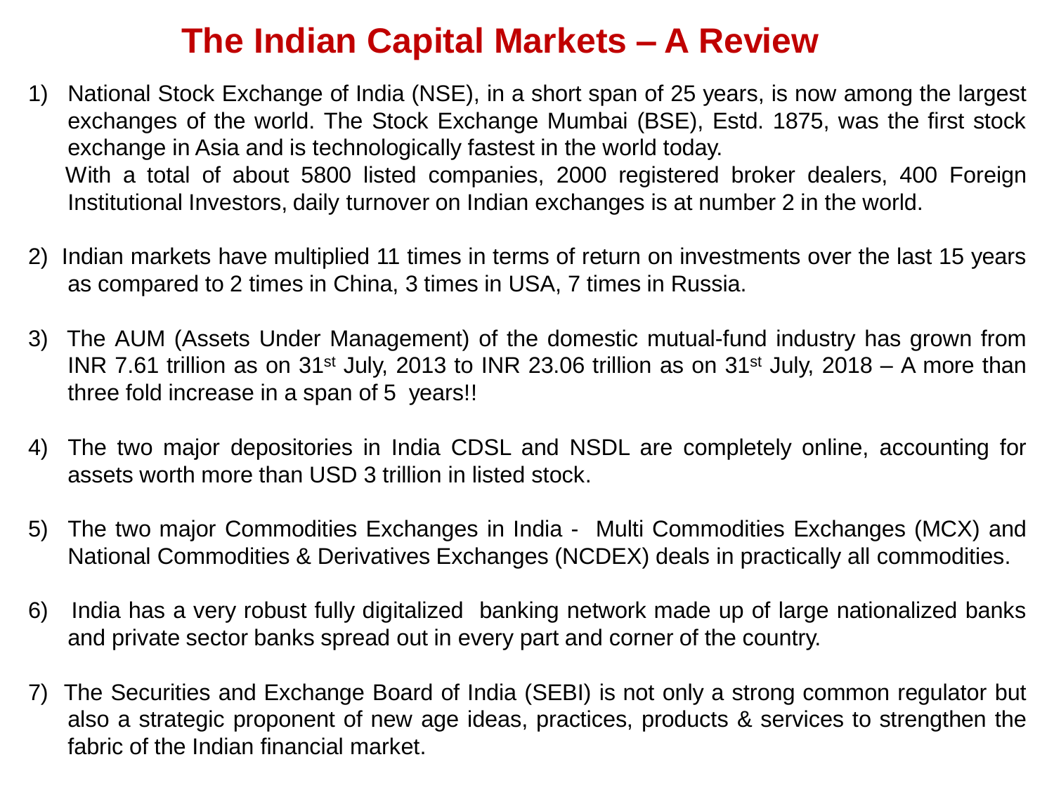# The Indian Capital Markets – A Review

1) National Stock Exchange of India (NSE), in a short span of 25 years, is now among the largest exchanges of the world. The Stock Exchange Mumbai (BSE), Estd. 1875, was the first stock exchange in Asia and is technologically fastest in the world today.
   With a total of about 5800 listed companies, 2000 registered broker dealers, 400 Foreign Institutional Investors, daily turnover on Indian exchanges is at number 2 in the world.

2) Indian markets have multiplied 11 times in terms of return on investments over the last 15 years as compared to 2 times in China, 3 times in USA, 7 times in Russia.

3) The AUM (Assets Under Management) of the domestic mutual-fund industry has grown from INR 7.61 trillion as on 31st July, 2013 to INR 23.06 trillion as on 31st July, 2018 – A more than three fold increase in a span of 5 years!!

4) The two major depositories in India CDSL and NSDL are completely online, accounting for assets worth more than USD 3 trillion in listed stock.

5) The two major Commodities Exchanges in India - Multi Commodities Exchanges (MCX) and National Commodities & Derivatives Exchanges (NCDEX) deals in practically all commodities.

6) India has a very robust fully digitalized banking network made up of large nationalized banks and private sector banks spread out in every part and corner of the country.

7) The Securities and Exchange Board of India (SEBI) is not only a strong common regulator but also a strategic proponent of new age ideas, practices, products & services to strengthen the fabric of the Indian financial market.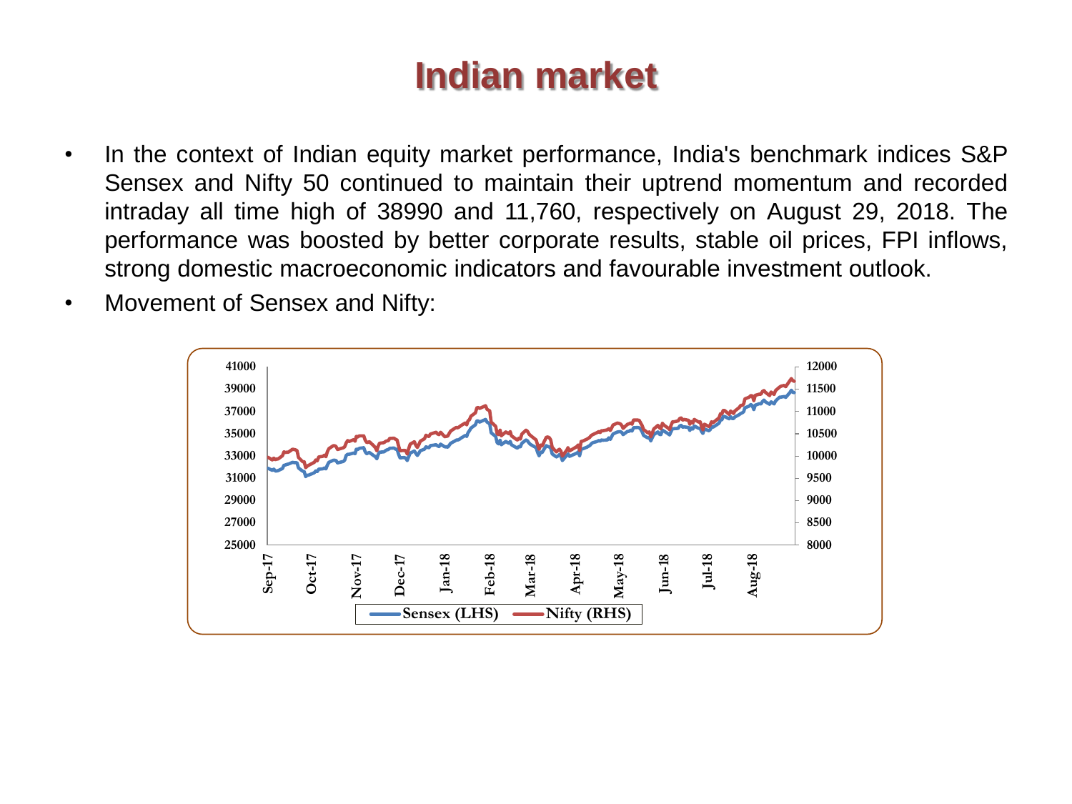# Indian market

- In the context of Indian equity market performance, India's benchmark indices S&P Sensex and Nifty 50 continued to maintain their uptrend momentum and recorded intraday all time high of 38990 and 11,760, respectively on August 29, 2018. The performance was boosted by better corporate results, stable oil prices, FPI inflows, strong domestic macroeconomic indicators and favourable investment outlook.
- Movement of Sensex and Nifty: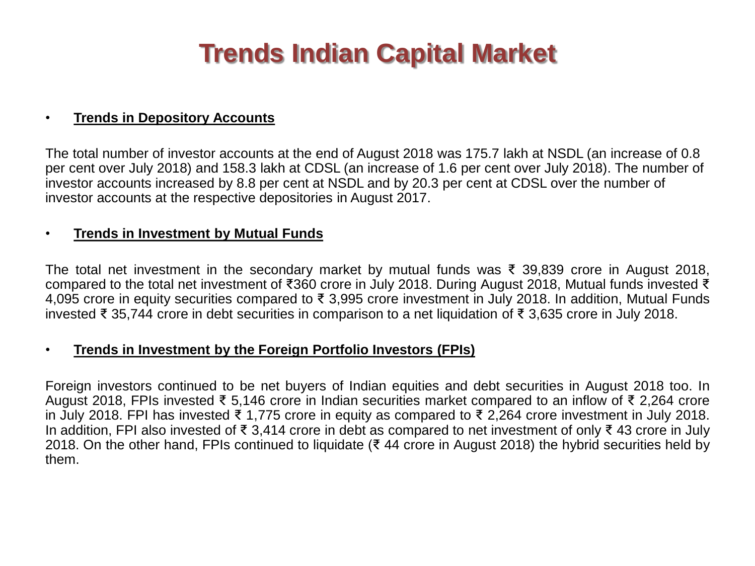# Trends Indian Capital Market

- **Trends in Depository Accounts**

The total number of investor accounts at the end of August 2018 was 175.7 lakh at NSDL (an increase of 0.8 per cent over July 2018) and 158.3 lakh at CDSL (an increase of 1.6 per cent over July 2018). The number of investor accounts increased by 8.8 per cent at NSDL and by 20.3 per cent at CDSL over the number of investor accounts at the respective depositories in August 2017.

- **Trends in Investment by Mutual Funds**

The total net investment in the secondary market by mutual funds was ₹ 39,839 crore in August 2018, compared to the total net investment of ₹360 crore in July 2018. During August 2018, Mutual funds invested ₹ 4,095 crore in equity securities compared to ₹ 3,995 crore investment in July 2018. In addition, Mutual Funds invested ₹ 35,744 crore in debt securities in comparison to a net liquidation of ₹ 3,635 crore in July 2018.

- **Trends in Investment by the Foreign Portfolio Investors (FPIs)**

Foreign investors continued to be net buyers of Indian equities and debt securities in August 2018 too. In August 2018, FPIs invested ₹ 5,146 crore in Indian securities market compared to an inflow of ₹ 2,264 crore in July 2018. FPI has invested ₹ 1,775 crore in equity as compared to ₹ 2,264 crore investment in July 2018. In addition, FPI also invested of ₹ 3,414 crore in debt as compared to net investment of only ₹ 43 crore in July 2018. On the other hand, FPIs continued to liquidate (₹ 44 crore in August 2018) the hybrid securities held by them.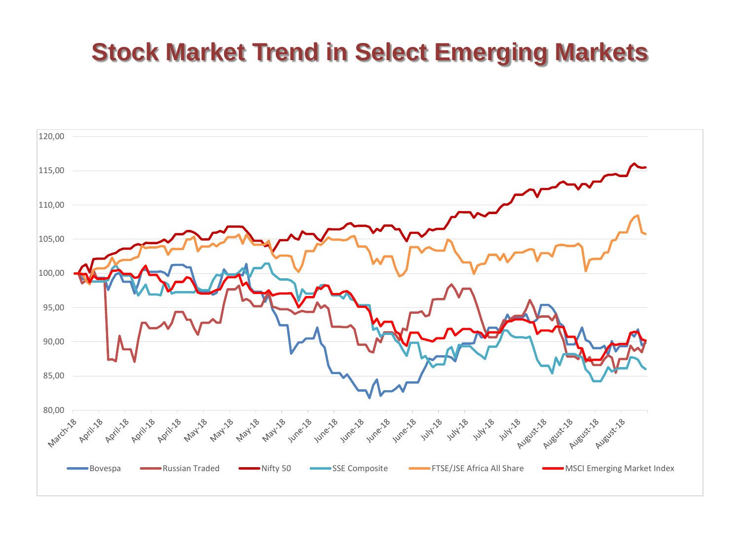# Stock Market Trend in Select Emerging Markets

120,00
115,00
110,00
105,00
100,00
95,00
90,00
85,00
80,00

March-18
April-18
April-18
April-18
April-18
May-18
May-18
May-18
May-18
June-18
June-18
June-18
June-18
June-18
July-18
July-18
July-18
July-18
August-18
August-18
August-18
August-18

Bovespa
Russian Traded
Nifty 50
SSE Composite
FTSE/JSE Africa All Share
MSCI Emerging Market Index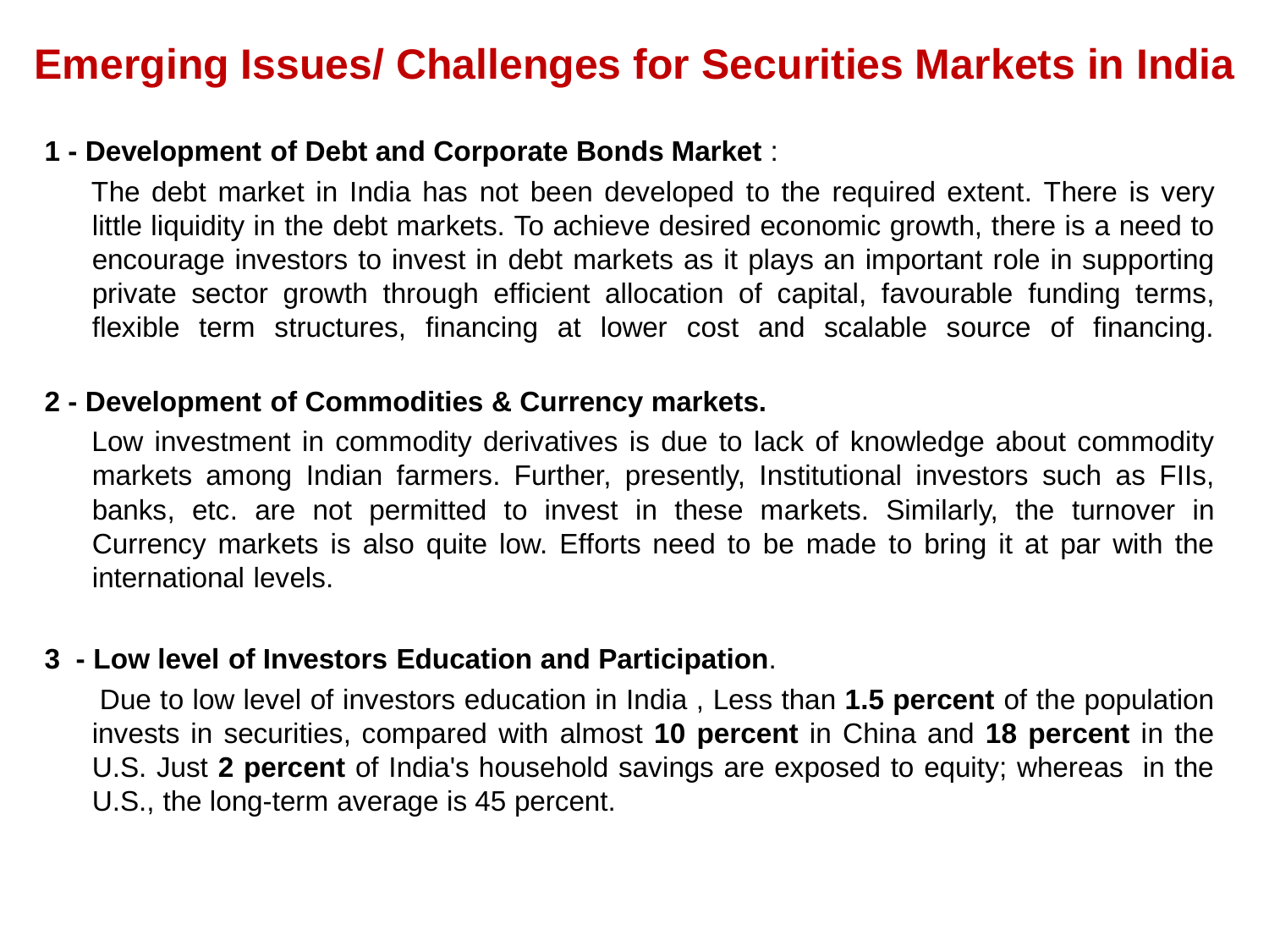# Emerging Issues/ Challenges for Securities Markets in India

**1 - Development of Debt and Corporate Bonds Market** :

The debt market in India has not been developed to the required extent. There is very little liquidity in the debt markets. To achieve desired economic growth, there is a need to encourage investors to invest in debt markets as it plays an important role in supporting private sector growth through efficient allocation of capital, favourable funding terms, flexible term structures, financing at lower cost and scalable source of financing.

**2 - Development of Commodities & Currency markets.**

Low investment in commodity derivatives is due to lack of knowledge about commodity markets among Indian farmers. Further, presently, Institutional investors such as FIIs, banks, etc. are not permitted to invest in these markets. Similarly, the turnover in Currency markets is also quite low. Efforts need to be made to bring it at par with the international levels.

**3 - Low level of Investors Education and Participation**.

Due to low level of investors education in India , Less than **1.5 percent** of the population invests in securities, compared with almost **10 percent** in China and **18 percent** in the U.S. Just **2 percent** of India's household savings are exposed to equity; whereas in the U.S., the long-term average is 45 percent.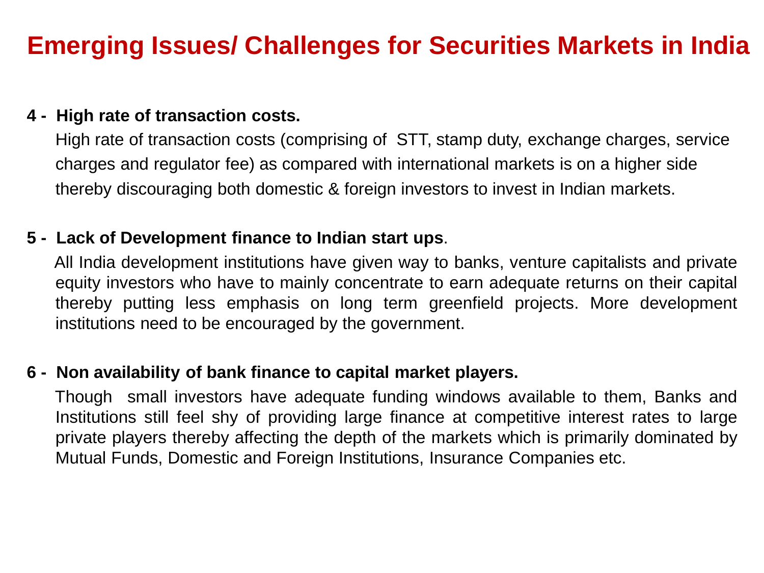# Emerging Issues/ Challenges for Securities Markets in India

**4 - High rate of transaction costs.**

High rate of transaction costs (comprising of STT, stamp duty, exchange charges, service charges and regulator fee) as compared with international markets is on a higher side thereby discouraging both domestic & foreign investors to invest in Indian markets.

**5 - Lack of Development finance to Indian start ups**.

All India development institutions have given way to banks, venture capitalists and private equity investors who have to mainly concentrate to earn adequate returns on their capital thereby putting less emphasis on long term greenfield projects. More development institutions need to be encouraged by the government.

**6 - Non availability of bank finance to capital market players.**

Though small investors have adequate funding windows available to them, Banks and Institutions still feel shy of providing large finance at competitive interest rates to large private players thereby affecting the depth of the markets which is primarily dominated by Mutual Funds, Domestic and Foreign Institutions, Insurance Companies etc.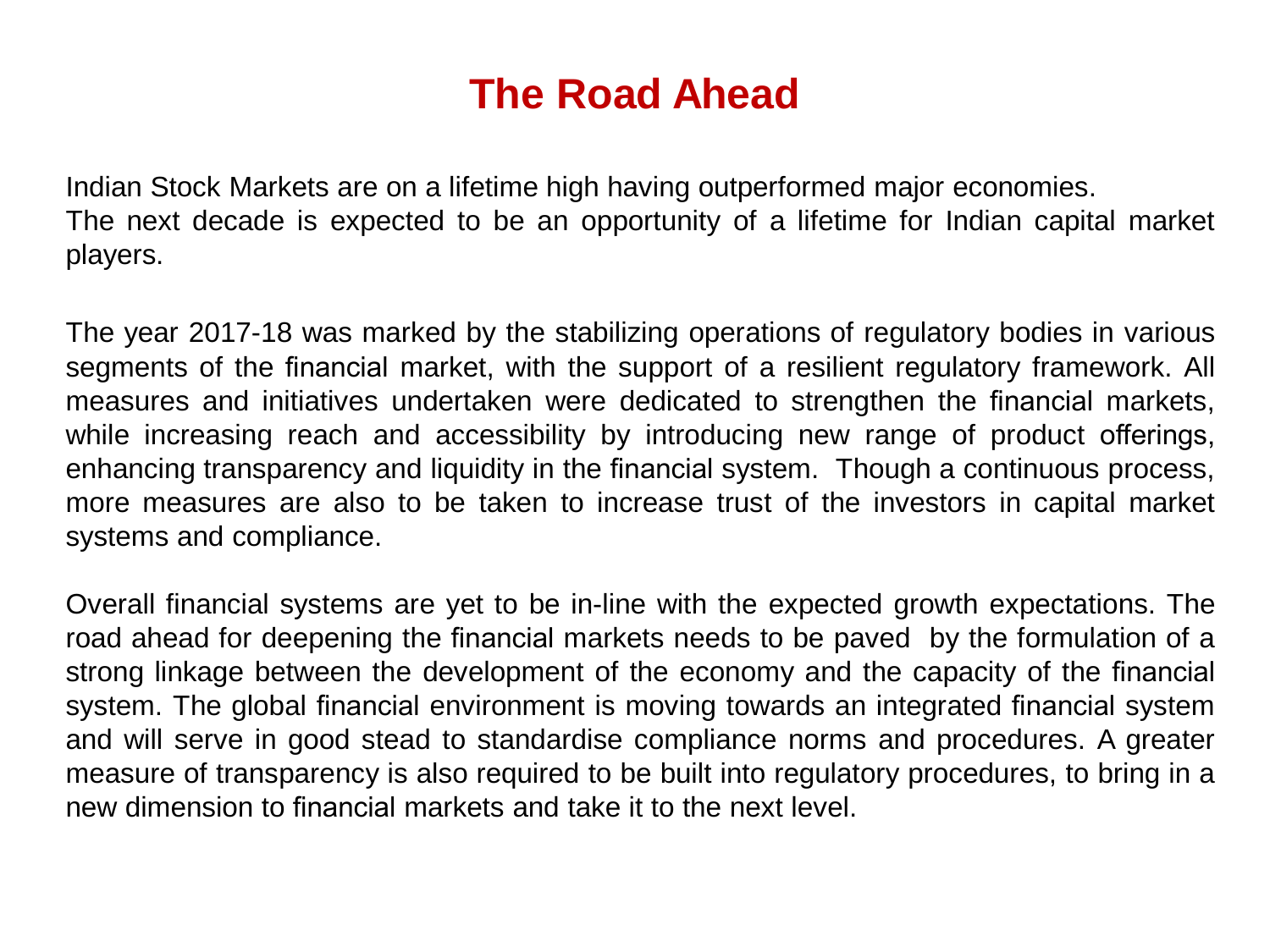# The Road Ahead

Indian Stock Markets are on a lifetime high having outperformed major economies.
The next decade is expected to be an opportunity of a lifetime for Indian capital market players.

The year 2017-18 was marked by the stabilizing operations of regulatory bodies in various segments of the financial market, with the support of a resilient regulatory framework. All measures and initiatives undertaken were dedicated to strengthen the financial markets, while increasing reach and accessibility by introducing new range of product offerings, enhancing transparency and liquidity in the financial system. Though a continuous process, more measures are also to be taken to increase trust of the investors in capital market systems and compliance.

Overall financial systems are yet to be in-line with the expected growth expectations. The road ahead for deepening the financial markets needs to be paved by the formulation of a strong linkage between the development of the economy and the capacity of the financial system. The global financial environment is moving towards an integrated financial system and will serve in good stead to standardise compliance norms and procedures. A greater measure of transparency is also required to be built into regulatory procedures, to bring in a new dimension to financial markets and take it to the next level.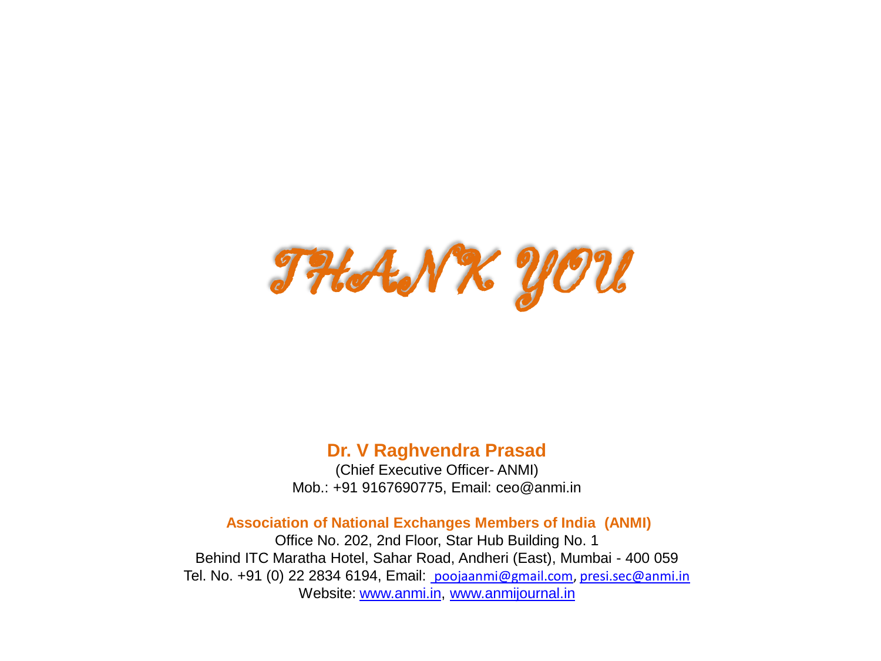# THANK YOU

**Dr. V Raghvendra Prasad**

(Chief Executive Officer- ANMI)

Mob.: +91 9167690775, Email: ceo@anmi.in

**Association of National Exchanges Members of India (ANMI)**

Office No. 202, 2nd Floor, Star Hub Building No. 1

Behind ITC Maratha Hotel, Sahar Road, Andheri (East), Mumbai - 400 059

Tel. No. +91 (0) 22 2834 6194, Email: poojaanmi@gmail.com, presi.sec@anmi.in

Website: www.anmi.in, www.anmijournal.in